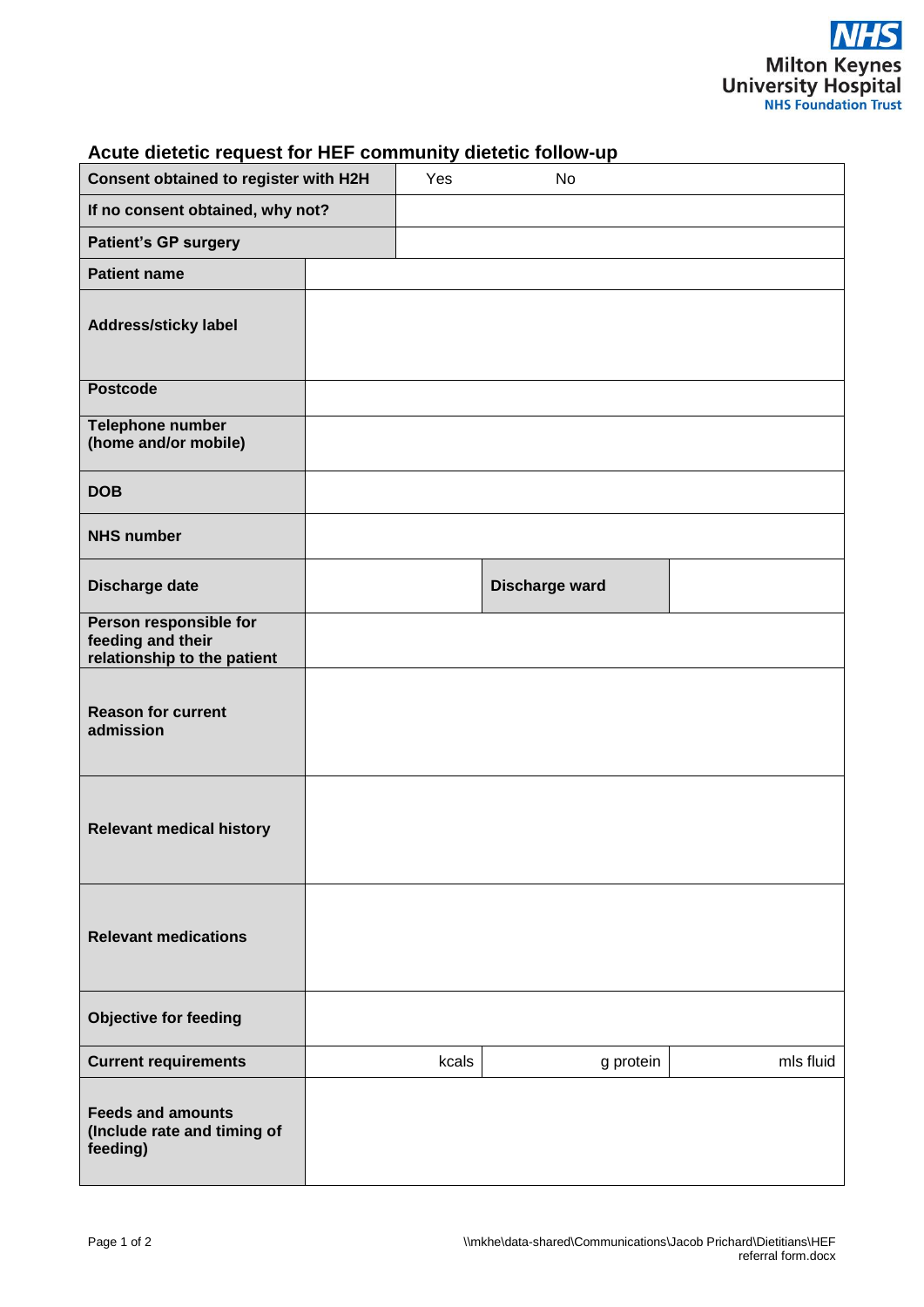Milton Keynes University Hospital NHS Foundation Trust

## Acute dietetic request for HEF community dietetic follow-up

| | | | |
|---|---|---|---|
| **Consent obtained to register with H2H** | Yes | No | |
| **If no consent obtained, why not?** | | | |
| **Patient's GP surgery** | | | |
| **Patient name** | | | |
| **Address/sticky label** | | | |
| **Postcode** | | | |
| **Telephone number (home and/or mobile)** | | | |
| **DOB** | | | |
| **NHS number** | | | |
| **Discharge date** | | **Discharge ward** | |
| **Person responsible for feeding and their relationship to the patient** | | | |
| **Reason for current admission** | | | |
| **Relevant medical history** | | | |
| **Relevant medications** | | | |
| **Objective for feeding** | | | |
| **Current requirements** | kcals | g protein | mls fluid |
| **Feeds and amounts (Include rate and timing of feeding)** | | | |

\\mkhe\data-shared\Communications\Jacob Prichard\Dietitians\HEF referral form.docx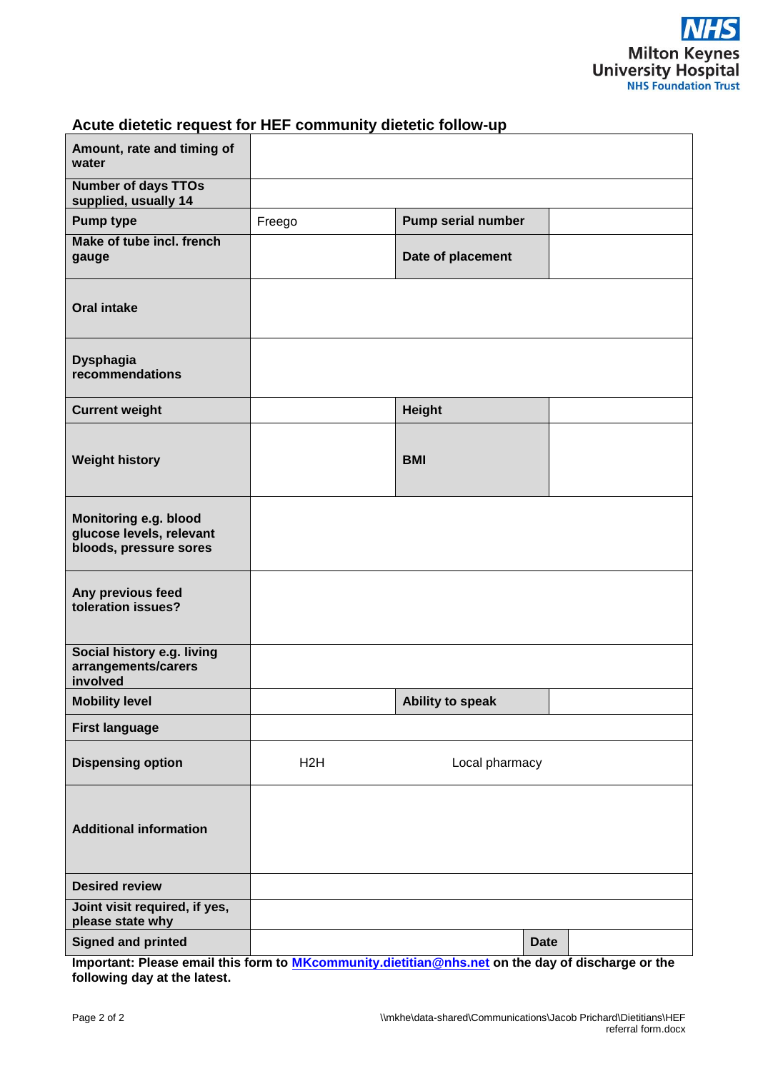## Acute dietetic request for HEF community dietetic follow-up

| | | | |
|---|---|---|---|
| **Amount, rate and timing of water** | | | |
| **Number of days TTOs supplied, usually 14** | | | |
| **Pump type** | Freego | **Pump serial number** | |
| **Make of tube incl. french gauge** | | **Date of placement** | |
| **Oral intake** | | | |
| **Dysphagia recommendations** | | | |
| **Current weight** | | **Height** | |
| **Weight history** | | **BMI** | |
| **Monitoring e.g. blood glucose levels, relevant bloods, pressure sores** | | | |
| **Any previous feed toleration issues?** | | | |
| **Social history e.g. living arrangements/carers involved** | | | |
| **Mobility level** | | **Ability to speak** | |
| **First language** | | | |
| **Dispensing option** | H2H | Local pharmacy | |
| **Additional information** | | | |
| **Desired review** | | | |
| **Joint visit required, if yes, please state why** | | | |
| **Signed and printed** | | **Date** | |

**Important: Please email this form to MKcommunity.dietitian@nhs.net on the day of discharge or the following day at the latest.**

\\mkhe\data-shared\Communications\Jacob Prichard\Dietitians\HEF referral form.docx